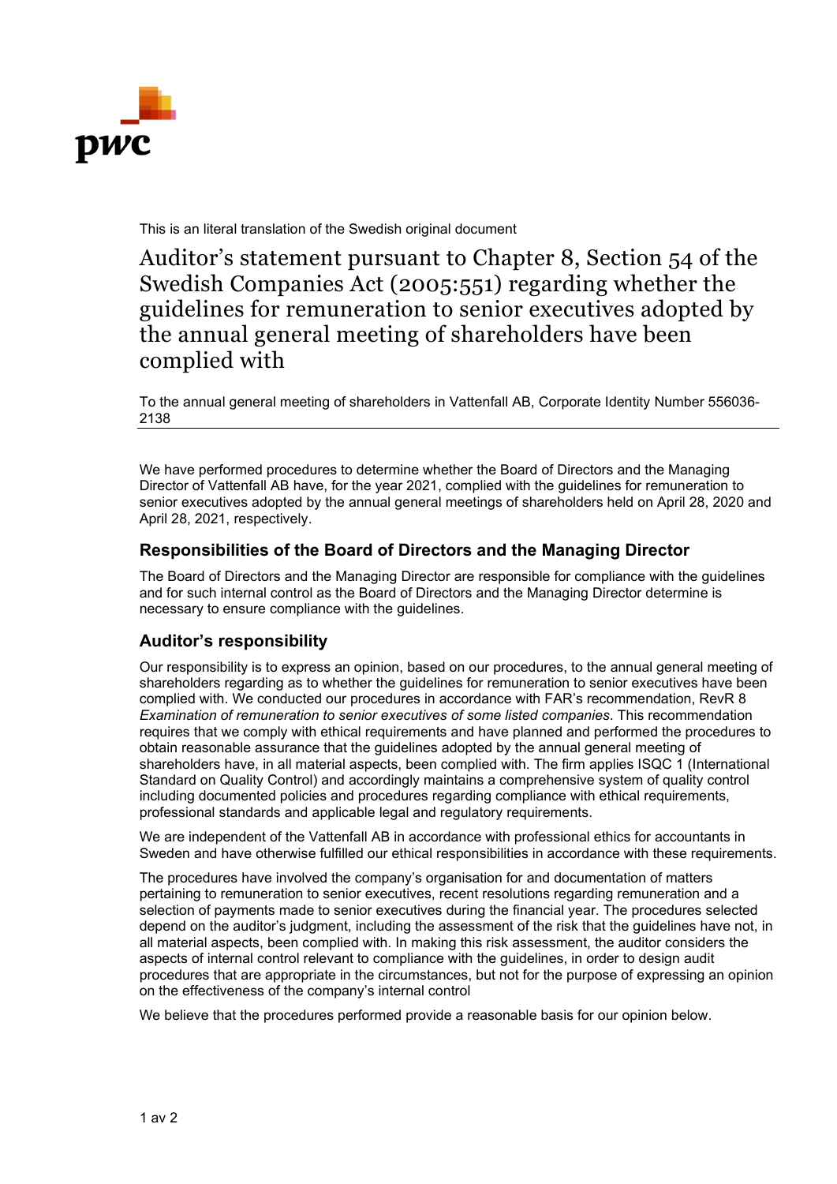This is an literal translation of the Swedish original document

# Auditor's statement pursuant to Chapter 8, Section 54 of the Swedish Companies Act (2005:551) regarding whether the guidelines for remuneration to senior executives adopted by the annual general meeting of shareholders have been complied with

To the annual general meeting of shareholders in Vattenfall AB, Corporate Identity Number 556036-2138

---

We have performed procedures to determine whether the Board of Directors and the Managing Director of Vattenfall AB have, for the year 2021, complied with the guidelines for remuneration to senior executives adopted by the annual general meetings of shareholders held on April 28, 2020 and April 28, 2021, respectively.

## Responsibilities of the Board of Directors and the Managing Director

The Board of Directors and the Managing Director are responsible for compliance with the guidelines and for such internal control as the Board of Directors and the Managing Director determine is necessary to ensure compliance with the guidelines.

## Auditor's responsibility

Our responsibility is to express an opinion, based on our procedures, to the annual general meeting of shareholders regarding as to whether the guidelines for remuneration to senior executives have been complied with. We conducted our procedures in accordance with FAR's recommendation, RevR 8 *Examination of remuneration to senior executives of some listed companies*. This recommendation requires that we comply with ethical requirements and have planned and performed the procedures to obtain reasonable assurance that the guidelines adopted by the annual general meeting of shareholders have, in all material aspects, been complied with. The firm applies ISQC 1 (International Standard on Quality Control) and accordingly maintains a comprehensive system of quality control including documented policies and procedures regarding compliance with ethical requirements, professional standards and applicable legal and regulatory requirements.

We are independent of the Vattenfall AB in accordance with professional ethics for accountants in Sweden and have otherwise fulfilled our ethical responsibilities in accordance with these requirements.

The procedures have involved the company's organisation for and documentation of matters pertaining to remuneration to senior executives, recent resolutions regarding remuneration and a selection of payments made to senior executives during the financial year. The procedures selected depend on the auditor's judgment, including the assessment of the risk that the guidelines have not, in all material aspects, been complied with. In making this risk assessment, the auditor considers the aspects of internal control relevant to compliance with the guidelines, in order to design audit procedures that are appropriate in the circumstances, but not for the purpose of expressing an opinion on the effectiveness of the company's internal control

We believe that the procedures performed provide a reasonable basis for our opinion below.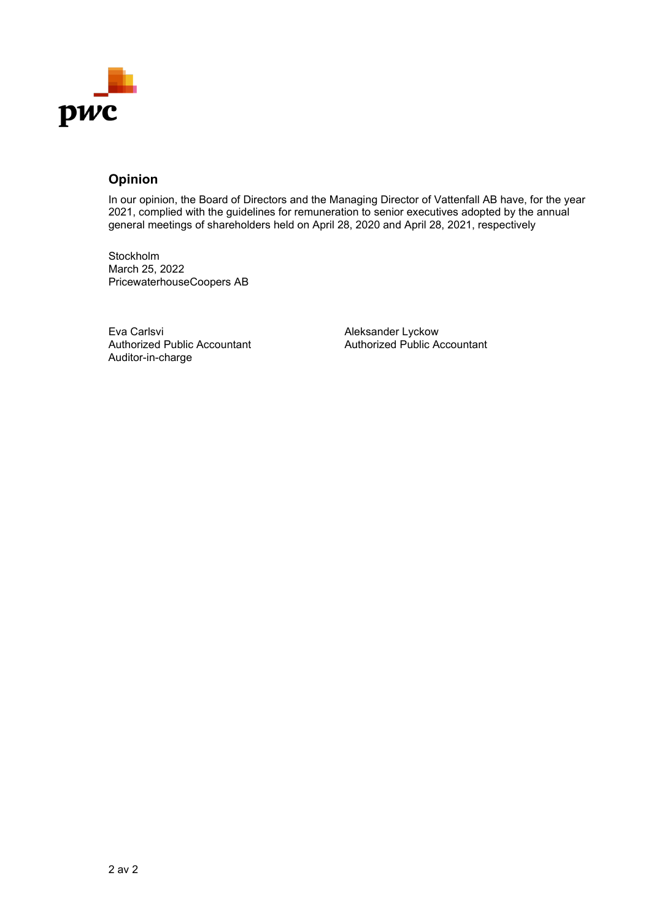## Opinion

In our opinion, the Board of Directors and the Managing Director of Vattenfall AB have, for the year 2021, complied with the guidelines for remuneration to senior executives adopted by the annual general meetings of shareholders held on April 28, 2020 and April 28, 2021, respectively

Stockholm
March 25, 2022
PricewaterhouseCoopers AB

Eva Carlsvi
Authorized Public Accountant
Auditor-in-charge

Aleksander Lyckow
Authorized Public Accountant